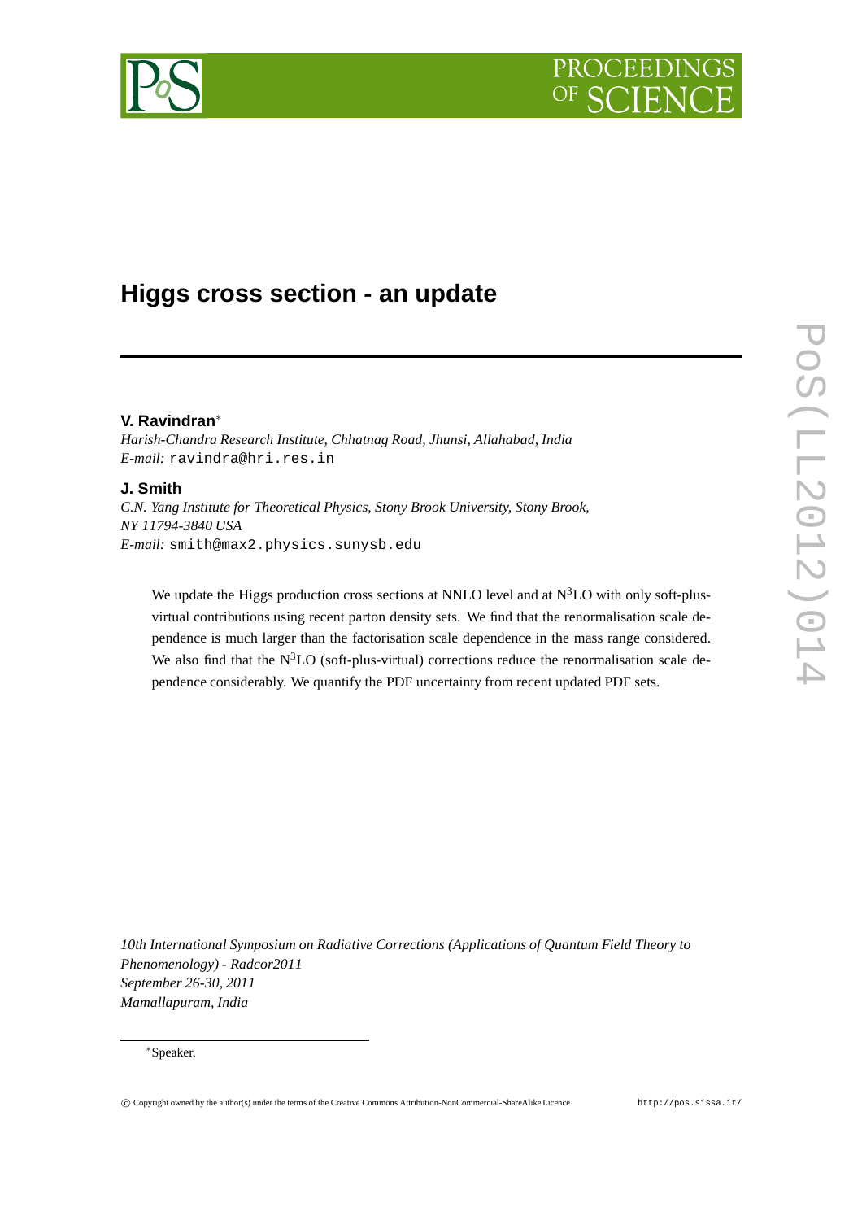# Higgs cross section - an update

**V. Ravindran***

*Harish-Chandra Research Institute, Chhatnag Road, Jhunsi, Allahabad, India*
*E-mail:* ravindra@hri.res.in

**J. Smith**

*C.N. Yang Institute for Theoretical Physics, Stony Brook University, Stony Brook, NY 11794-3840 USA*
*E-mail:* smith@max2.physics.sunysb.edu

We update the Higgs production cross sections at NNLO level and at $N^3LO$ with only soft-plus-virtual contributions using recent parton density sets. We find that the renormalisation scale dependence is much larger than the factorisation scale dependence in the mass range considered. We also find that the $N^3LO$ (soft-plus-virtual) corrections reduce the renormalisation scale dependence considerably. We quantify the PDF uncertainty from recent updated PDF sets.

*10th International Symposium on Radiative Corrections (Applications of Quantum Field Theory to Phenomenology) - Radcor2011*
*September 26-30, 2011*
*Mamallapuram, India*

*Speaker.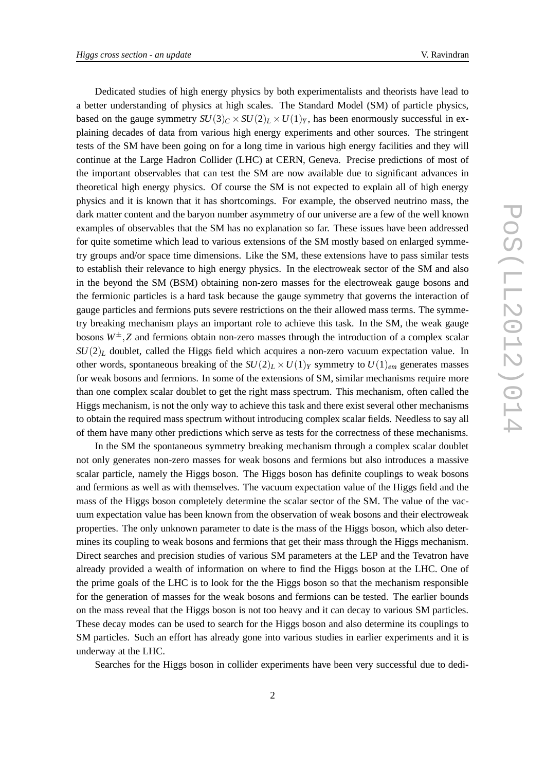Dedicated studies of high energy physics by both experimentalists and theorists have lead to a better understanding of physics at high scales. The Standard Model (SM) of particle physics, based on the gauge symmetry $SU(3)_C \times SU(2)_L \times U(1)_Y$, has been enormously successful in explaining decades of data from various high energy experiments and other sources. The stringent tests of the SM have been going on for a long time in various high energy facilities and they will continue at the Large Hadron Collider (LHC) at CERN, Geneva. Precise predictions of most of the important observables that can test the SM are now available due to significant advances in theoretical high energy physics. Of course the SM is not expected to explain all of high energy physics and it is known that it has shortcomings. For example, the observed neutrino mass, the dark matter content and the baryon number asymmetry of our universe are a few of the well known examples of observables that the SM has no explanation so far. These issues have been addressed for quite sometime which lead to various extensions of the SM mostly based on enlarged symmetry groups and/or space time dimensions. Like the SM, these extensions have to pass similar tests to establish their relevance to high energy physics. In the electroweak sector of the SM and also in the beyond the SM (BSM) obtaining non-zero masses for the electroweak gauge bosons and the fermionic particles is a hard task because the gauge symmetry that governs the interaction of gauge particles and fermions puts severe restrictions on the their allowed mass terms. The symmetry breaking mechanism plays an important role to achieve this task. In the SM, the weak gauge bosons $W^{\pm}, Z$ and fermions obtain non-zero masses through the introduction of a complex scalar $SU(2)_L$ doublet, called the Higgs field which acquires a non-zero vacuum expectation value. In other words, spontaneous breaking of the $SU(2)_L \times U(1)_Y$ symmetry to $U(1)_{em}$ generates masses for weak bosons and fermions. In some of the extensions of SM, similar mechanisms require more than one complex scalar doublet to get the right mass spectrum. This mechanism, often called the Higgs mechanism, is not the only way to achieve this task and there exist several other mechanisms to obtain the required mass spectrum without introducing complex scalar fields. Needless to say all of them have many other predictions which serve as tests for the correctness of these mechanisms.

In the SM the spontaneous symmetry breaking mechanism through a complex scalar doublet not only generates non-zero masses for weak bosons and fermions but also introduces a massive scalar particle, namely the Higgs boson. The Higgs boson has definite couplings to weak bosons and fermions as well as with themselves. The vacuum expectation value of the Higgs field and the mass of the Higgs boson completely determine the scalar sector of the SM. The value of the vacuum expectation value has been known from the observation of weak bosons and their electroweak properties. The only unknown parameter to date is the mass of the Higgs boson, which also determines its coupling to weak bosons and fermions that get their mass through the Higgs mechanism. Direct searches and precision studies of various SM parameters at the LEP and the Tevatron have already provided a wealth of information on where to find the Higgs boson at the LHC. One of the prime goals of the LHC is to look for the the Higgs boson so that the mechanism responsible for the generation of masses for the weak bosons and fermions can be tested. The earlier bounds on the mass reveal that the Higgs boson is not too heavy and it can decay to various SM particles. These decay modes can be used to search for the Higgs boson and also determine its couplings to SM particles. Such an effort has already gone into various studies in earlier experiments and it is underway at the LHC.

Searches for the Higgs boson in collider experiments have been very successful due to dedi-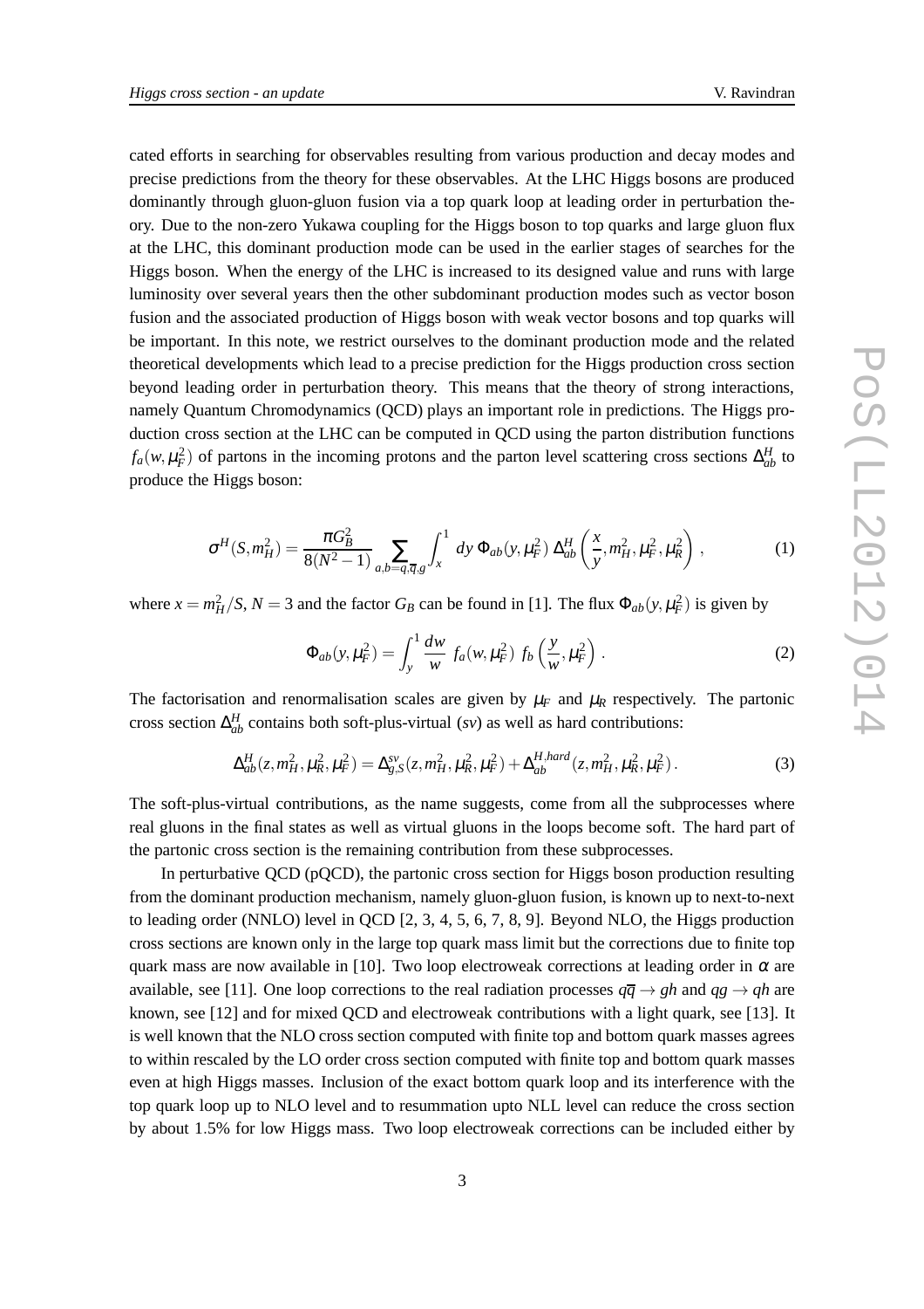cated efforts in searching for observables resulting from various production and decay modes and precise predictions from the theory for these observables. At the LHC Higgs bosons are produced dominantly through gluon-gluon fusion via a top quark loop at leading order in perturbation theory. Due to the non-zero Yukawa coupling for the Higgs boson to top quarks and large gluon flux at the LHC, this dominant production mode can be used in the earlier stages of searches for the Higgs boson. When the energy of the LHC is increased to its designed value and runs with large luminosity over several years then the other subdominant production modes such as vector boson fusion and the associated production of Higgs boson with weak vector bosons and top quarks will be important. In this note, we restrict ourselves to the dominant production mode and the related theoretical developments which lead to a precise prediction for the Higgs production cross section beyond leading order in perturbation theory. This means that the theory of strong interactions, namely Quantum Chromodynamics (QCD) plays an important role in predictions. The Higgs production cross section at the LHC can be computed in QCD using the parton distribution functions $f_a(w,\mu_F^2)$ of partons in the incoming protons and the parton level scattering cross sections $\Delta^H_{ab}$ to produce the Higgs boson:

$$\sigma^H(S,m_H^2) = \frac{\pi G_B^2}{8(N^2-1)} \sum_{a,b=q,\overline{q},g} \int_x^1 dy \; \Phi_{ab}(y,\mu_F^2) \; \Delta^H_{ab}\left(\frac{x}{y},m_H^2,\mu_F^2,\mu_R^2\right) , \tag{1}$$

where $x = m_H^2/S$, $N = 3$ and the factor $G_B$ can be found in [1]. The flux $\Phi_{ab}(y,\mu_F^2)$ is given by

$$\Phi_{ab}(y,\mu_F^2) = \int_y^1 \frac{dw}{w} \; f_a(w,\mu_F^2) \; f_b\left(\frac{y}{w},\mu_F^2\right) . \tag{2}$$

The factorisation and renormalisation scales are given by $\mu_F$ and $\mu_R$ respectively. The partonic cross section $\Delta^H_{ab}$ contains both soft-plus-virtual (*sv*) as well as hard contributions:

$$\Delta^H_{ab}(z,m_H^2,\mu_R^2,\mu_F^2) = \Delta^{sv}_{g,S}(z,m_H^2,\mu_R^2,\mu_F^2) + \Delta^{H,hard}_{ab}(z,m_H^2,\mu_R^2,\mu_F^2) . \tag{3}$$

The soft-plus-virtual contributions, as the name suggests, come from all the subprocesses where real gluons in the final states as well as virtual gluons in the loops become soft. The hard part of the partonic cross section is the remaining contribution from these subprocesses.

In perturbative QCD (pQCD), the partonic cross section for Higgs boson production resulting from the dominant production mechanism, namely gluon-gluon fusion, is known up to next-to-next to leading order (NNLO) level in QCD [2, 3, 4, 5, 6, 7, 8, 9]. Beyond NLO, the Higgs production cross sections are known only in the large top quark mass limit but the corrections due to finite top quark mass are now available in [10]. Two loop electroweak corrections at leading order in $\alpha$ are available, see [11]. One loop corrections to the real radiation processes $q\overline{q} \rightarrow gh$ and $qg \rightarrow qh$ are known, see [12] and for mixed QCD and electroweak contributions with a light quark, see [13]. It is well known that the NLO cross section computed with finite top quark mass agrees to within rescaled by the LO order cross section computed with finite top and bottom quark masses even at high Higgs masses. Inclusion of the exact bottom quark loop and its interference with the top quark loop up to NLO level and to resummation upto NLL level can reduce the cross section by about 1.5% for low Higgs mass. Two loop electroweak corrections can be included either by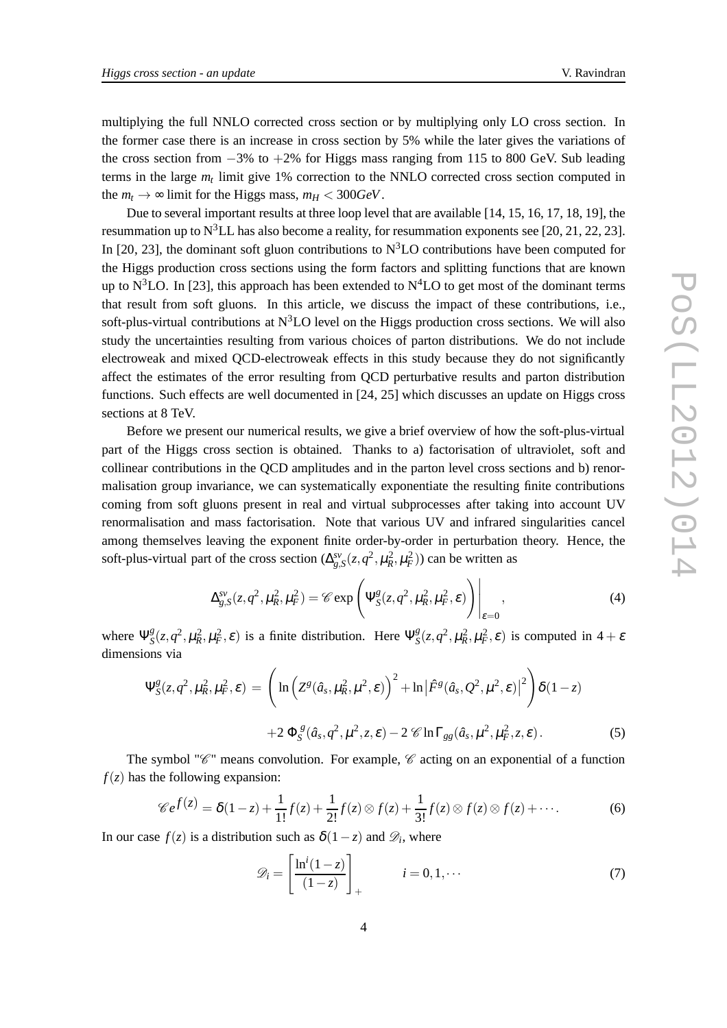multiplying the full NNLO corrected cross section or by multiplying only LO cross section. In the former case there is an increase in cross section by 5% while the later gives the variations of the cross section from $-3\%$ to $+2\%$ for Higgs mass ranging from 115 to 800 GeV. Sub leading terms in the large $m_t$ limit give 1% correction to the NNLO corrected cross section computed in the $m_t \to \infty$ limit for the Higgs mass, $m_H < 300 GeV$.

Due to several important results at three loop level that are available [14, 15, 16, 17, 18, 19], the resummation up to N$^3$LL has also become a reality, for resummation exponents see [20, 21, 22, 23]. In [20, 23], the dominant soft gluon contributions to N$^3$LO contributions have been computed for the Higgs production cross sections using the form factors and splitting functions that are known up to N$^3$LO. In [23], this approach has been extended to N$^4$LO to get most of the dominant terms that result from soft gluons. In this article, we discuss the impact of these contributions, i.e., soft-plus-virtual contributions at N$^3$LO level on the Higgs production cross sections. We will also study the uncertainties resulting from various choices of parton distributions. We do not include electroweak and mixed QCD-electroweak effects in this study because they do not significantly affect the estimates of the error resulting from QCD perturbative results and parton distribution functions. Such effects are well documented in [24, 25] which discusses an update on Higgs cross sections at 8 TeV.

Before we present our numerical results, we give a brief overview of how the soft-plus-virtual part of the Higgs cross section is obtained. Thanks to a) factorisation of ultraviolet, soft and collinear contributions in the QCD amplitudes and in the parton level cross sections and b) renormalisation group invariance, we can systematically exponentiate the resulting finite contributions coming from soft gluons present in real and virtual subprocesses after taking into account UV renormalisation and mass factorisation. Note that various UV and infrared singularities cancel among themselves leaving the exponent finite order-by-order in perturbation theory. Hence, the soft-plus-virtual part of the cross section ($\Delta^{sv}_{g,S}(z,q^2,\mu_R^2,\mu_F^2)$) can be written as

$$\Delta^{sv}_{g,S}(z,q^2,\mu_R^2,\mu_F^2) = \mathscr{C} \exp\left(\Psi^g_S(z,q^2,\mu_R^2,\mu_F^2,\varepsilon)\right)\Bigg|_{\varepsilon=0}, \tag{4}$$

where $\Psi^g_S(z,q^2,\mu_R^2,\mu_F^2,\varepsilon)$ is a finite distribution. Here $\Psi^g_S(z,q^2,\mu_R^2,\mu_F^2,\varepsilon)$ is computed in $4+\varepsilon$ dimensions via

$$\begin{aligned}\Psi^g_S(z,q^2,\mu_R^2,\mu_F^2,\varepsilon) \,=\, & \left(\ln\left(Z^g(\hat a_s,\mu_R^2,\mu^2,\varepsilon)\right)^2 + \ln\left|\hat F^g(\hat a_s,Q^2,\mu^2,\varepsilon)\right|^2\right)\delta(1-z) \\ & +2\,\Phi^g_S(\hat a_s,q^2,\mu^2,z,\varepsilon) - 2\,\mathscr{C}\ln\Gamma_{gg}(\hat a_s,\mu^2,\mu_F^2,z,\varepsilon)\,.\end{aligned} \tag{5}$$

The symbol "$\mathscr{C}$" means convolution. For example, $\mathscr{C}$ acting on an exponential of a function $f(z)$ has the following expansion:

$$\mathscr{C} e^{f(z)} = \delta(1-z) + \frac{1}{1!} f(z) + \frac{1}{2!} f(z)\otimes f(z) + \frac{1}{3!} f(z)\otimes f(z)\otimes f(z) + \cdots. \tag{6}$$

In our case $f(z)$ is a distribution such as $\delta(1-z)$ and $\mathscr{D}_i$, where

$$\mathscr{D}_i = \left[\frac{\ln^i(1-z)}{(1-z)}\right]_+ \qquad i = 0,1,\cdots \tag{7}$$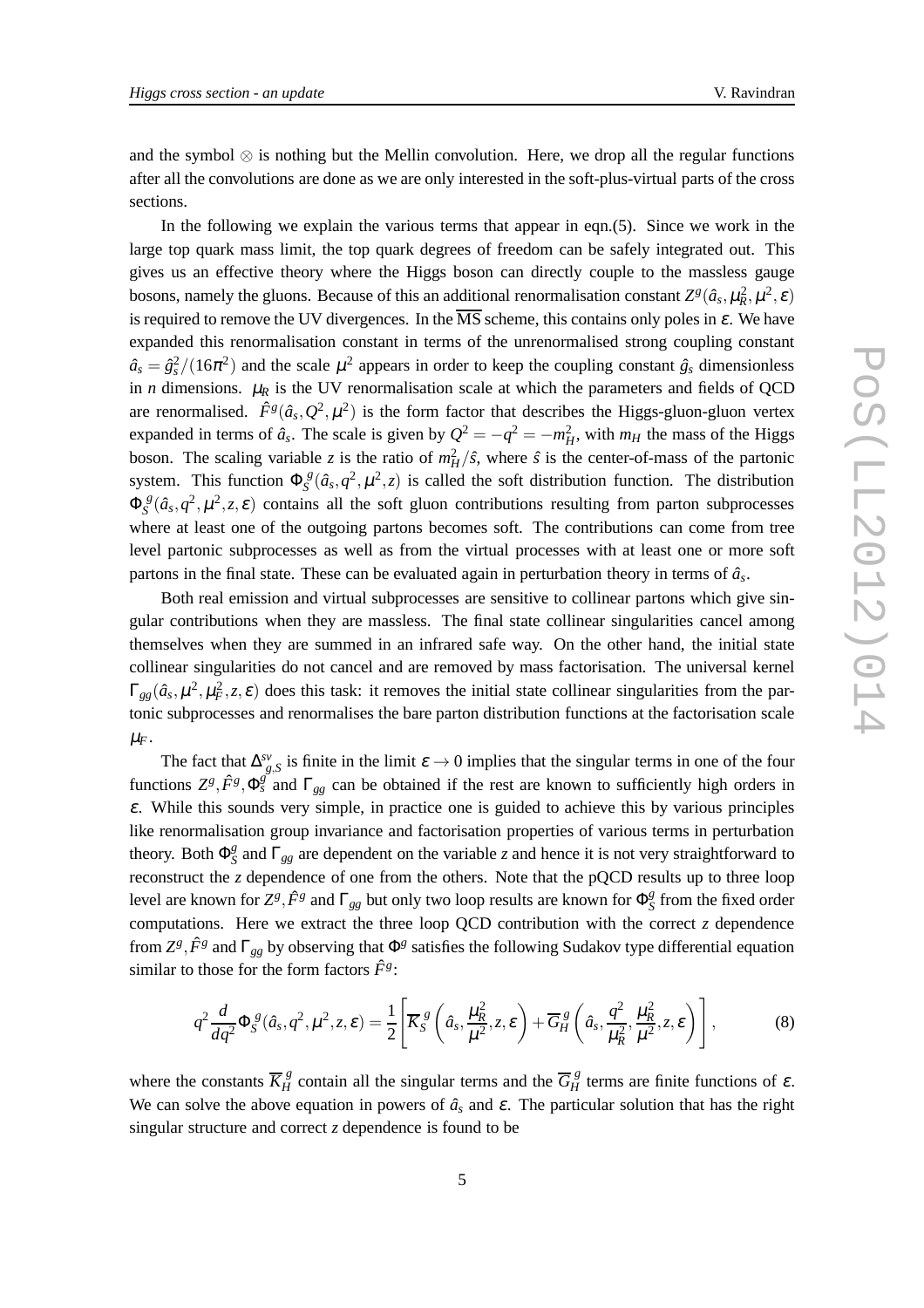and the symbol $\otimes$ is nothing but the Mellin convolution. Here, we drop all the regular functions after all the convolutions are done as we are only interested in the soft-plus-virtual parts of the cross sections.

In the following we explain the various terms that appear in eqn.(5). Since we work in the large top quark mass limit, the top quark degrees of freedom can be safely integrated out. This gives us an effective theory where the Higgs boson can directly couple to the massless gauge bosons, namely the gluons. Because of this an additional renormalisation constant $Z^g(\hat{a}_s, \mu_R^2, \mu^2, \varepsilon)$ is required to remove the UV divergences. In the $\overline{\text{MS}}$ scheme, this contains only poles in $\varepsilon$. We have expanded this renormalisation constant in terms of the unrenormalised strong coupling constant $\hat{a}_s = \hat{g}_s^2/(16\pi^2)$ and the scale $\mu^2$ appears in order to keep the coupling constant $\hat{g}_s$ dimensionless in $n$ dimensions. $\mu_R$ is the UV renormalisation scale at which the parameters and fields of QCD are renormalised. $\hat{F}^g(\hat{a}_s, Q^2, \mu^2)$ is the form factor that describes the Higgs-gluon-gluon vertex expanded in terms of $\hat{a}_s$. The scale is given by $Q^2 = -q^2 = -m_H^2$, with $m_H$ the mass of the Higgs boson. The scaling variable $z$ is the ratio of $m_H^2/\hat{s}$, where $\hat{s}$ is the center-of-mass of the partonic system. This function $\Phi_S^g(\hat{a}_s, q^2, \mu^2, z)$ is called the soft distribution function. The distribution $\Phi_S^g(\hat{a}_s, q^2, \mu^2, z, \varepsilon)$ contains all the soft gluon contributions resulting from parton subprocesses where at least one of the outgoing partons becomes soft. The contributions can come from tree level partonic subprocesses as well as from the virtual processes with at least one or more soft partons in the final state. These can be evaluated again in perturbation theory in terms of $\hat{a}_s$.

Both real emission and virtual subprocesses are sensitive to collinear partons which give singular contributions when they are massless. The final state collinear singularities cancel among themselves when they are summed in an infrared safe way. On the other hand, the initial state collinear singularities do not cancel and are removed by mass factorisation. The universal kernel $\Gamma_{gg}(\hat{a}_s, \mu^2, \mu_F^2, z, \varepsilon)$ does this task: it removes the initial state collinear singularities from the partonic subprocesses and renormalises the bare parton distribution functions at the factorisation scale $\mu_F$.

The fact that $\Delta_{g,S}^{sv}$ is finite in the limit $\varepsilon \to 0$ implies that the singular terms in one of the four functions $Z^g, \hat{F}^g, \Phi_s^g$ and $\Gamma_{gg}$ can be obtained if the rest are known to sufficiently high orders in $\varepsilon$. While this sounds very simple, in practice one is guided to achieve this by various principles like renormalisation group invariance and factorisation properties of various terms in perturbation theory. Both $\Phi_S^g$ and $\Gamma_{gg}$ are dependent on the variable $z$ and hence it is not very straightforward to reconstruct the $z$ dependence of one from the others. Note that the pQCD results up to three loop level are known for $Z^g, \hat{F}^g$ and $\Gamma_{gg}$ but only two loop results are known for $\Phi_S^g$ from the fixed order computations. Here we extract the three loop QCD contribution with the correct $z$ dependence from $Z^g, \hat{F}^g$ and $\Gamma_{gg}$ by observing that $\Phi^g$ satisfies the following Sudakov type differential equation similar to those for the form factors $\hat{F}^g$:

$$q^2 \frac{d}{dq^2} \Phi_S^g(\hat{a}_s, q^2, \mu^2, z, \varepsilon) = \frac{1}{2} \left[ \overline{K}_S^g \left( \hat{a}_s, \frac{\mu_R^2}{\mu^2}, z, \varepsilon \right) + \overline{G}_H^g \left( \hat{a}_s, \frac{q^2}{\mu_R^2}, \frac{\mu_R^2}{\mu^2}, z, \varepsilon \right) \right], \tag{8}$$

where the constants $\overline{K}_H^g$ contain all the singular terms and the $\overline{G}_H^g$ terms are finite functions of $\varepsilon$. We can solve the above equation in powers of $\hat{a}_s$ and $\varepsilon$. The particular solution that has the right singular structure and correct $z$ dependence is found to be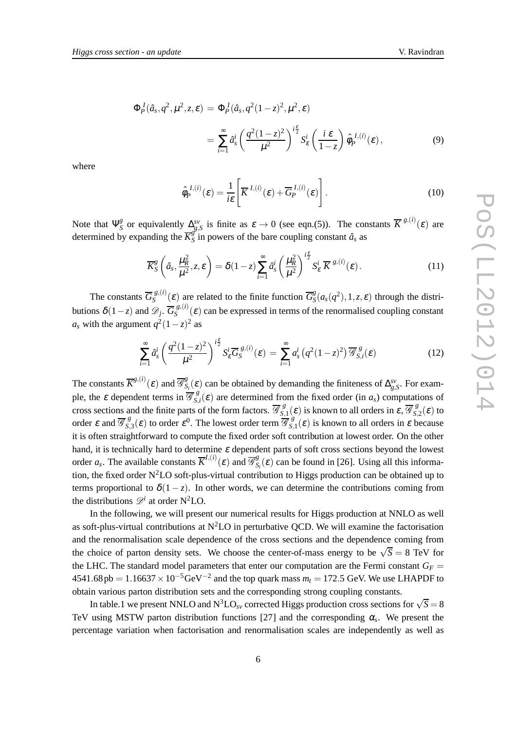$$
\begin{aligned}
\Phi_P^I(\hat{a}_s, q^2, \mu^2, z, \varepsilon) &= \Phi_P^I(\hat{a}_s, q^2(1-z)^2, \mu^2, \varepsilon) \\
&= \sum_{i=1}^{\infty} \hat{a}_s^i \left(\frac{q^2(1-z)^2}{\mu^2}\right)^{i\frac{\varepsilon}{2}} S_\varepsilon^i \left(\frac{i\,\varepsilon}{1-z}\right) \hat{\phi}_P^{I,(i)}(\varepsilon), \qquad (9)
\end{aligned}
$$

where

$$
\hat{\phi}_P^{I,(i)}(\varepsilon) = \frac{1}{i\varepsilon}\left[\overline{K}^{I,(i)}(\varepsilon) + \overline{G}_P^{I,(i)}(\varepsilon)\right]. \qquad (10)
$$

Note that $\Psi_S^g$ or equivalently $\Delta_{g,S}^{sv}$ is finite as $\varepsilon \to 0$ (see eqn.(5)). The constants $\overline{K}^{g,(i)}(\varepsilon)$ are determined by expanding the $\overline{K}_S^g$ in powers of the bare coupling constant $\hat{a}_s$ as

$$
\overline{K}_S^g\left(\hat{a}_s, \frac{\mu_R^2}{\mu^2}, z, \varepsilon\right) = \delta(1-z)\sum_{i=1}^{\infty} \hat{a}_s^i \left(\frac{\mu_R^2}{\mu^2}\right)^{i\frac{\varepsilon}{2}} S_\varepsilon^i\, \overline{K}^{g,(i)}(\varepsilon). \qquad (11)
$$

The constants $\overline{G}_S^{g,(i)}(\varepsilon)$ are related to the finite function $\overline{G}_S^g(a_s(q^2), 1, z, \varepsilon)$ through the distributions $\delta(1-z)$ and $\mathscr{D}_j$. $\overline{G}_S^{g,(i)}(\varepsilon)$ can be expressed in terms of the renormalised coupling constant $a_s$ with the argument $q^2(1-z)^2$ as

$$
\sum_{i=1}^{\infty} \hat{a}_s^i \left(\frac{q^2(1-z)^2}{\mu^2}\right)^{i\frac{\varepsilon}{2}} S_\varepsilon^i \overline{G}_S^{g,(i)}(\varepsilon) = \sum_{i=1}^{\infty} a_s^i\left(q^2(1-z)^2\right) \overline{\mathscr{G}}_{S,i}^{\,g}(\varepsilon) \qquad (12)
$$

The constants $\overline{K}^{g,(i)}(\varepsilon)$ and $\overline{\mathscr{G}}_{S_i}^g(\varepsilon)$ can be obtained by demanding the finiteness of $\Delta_{g,S}^{sv}$. For example, the $\varepsilon$ dependent terms in $\overline{\mathscr{G}}_{S,i}^{\,g}(\varepsilon)$ are determined from the fixed order (in $a_s$) computations of cross sections and the finite parts of the form factors. $\overline{\mathscr{G}}_{S,1}^{\,g}(\varepsilon)$ is known to all orders in $\varepsilon$, $\overline{\mathscr{G}}_{S,2}^{\,g}(\varepsilon)$ to order $\varepsilon$ and $\overline{\mathscr{G}}_{S,3}^{\,g}(\varepsilon)$ to order $\varepsilon^0$. The lowest order term $\overline{\mathscr{G}}_{S,1}^{\,g}(\varepsilon)$ is known to all orders in $\varepsilon$ because it is often straightforward to compute the fixed order soft contribution at lowest order. On the other hand, it is technically hard to determine $\varepsilon$ dependent parts of soft cross sections beyond the lowest order $a_s$. The available constants $\overline{K}^{I,(i)}(\varepsilon)$ and $\overline{\mathscr{G}}_{S_i}^g(\varepsilon)$ can be found in [26]. Using all this information, the fixed order N$^2$LO soft-plus-virtual contribution to Higgs production can be obtained up to terms proportional to $\delta(1-z)$. In other words, we can determine the contributions coming from the distributions $\mathscr{D}^i$ at order N$^2$LO.

In the following, we will present our numerical results for Higgs production at NNLO as well as soft-plus-virtual contributions at N$^2$LO in perturbative QCD. We will examine the factorisation and the renormalisation scale dependence of the cross sections and the dependence coming from the choice of parton density sets. We choose the center-of-mass energy to be $\sqrt{S} = 8$ TeV for the LHC. The standard model parameters that enter our computation are the Fermi constant $G_F = 4541.68\,\text{pb} = 1.16637 \times 10^{-5}\text{GeV}^{-2}$ and the top quark mass $m_t = 172.5$ GeV. We use LHAPDF to obtain various parton distribution sets and the corresponding strong coupling constants.

In table.1 we present NNLO and N$^3$LO$_{sv}$ corrected Higgs production cross sections for $\sqrt{S} = 8$ TeV using MSTW parton distribution functions [27] and the corresponding $\alpha_s$. We present the percentage variation when factorisation and renormalisation scales are independently as well as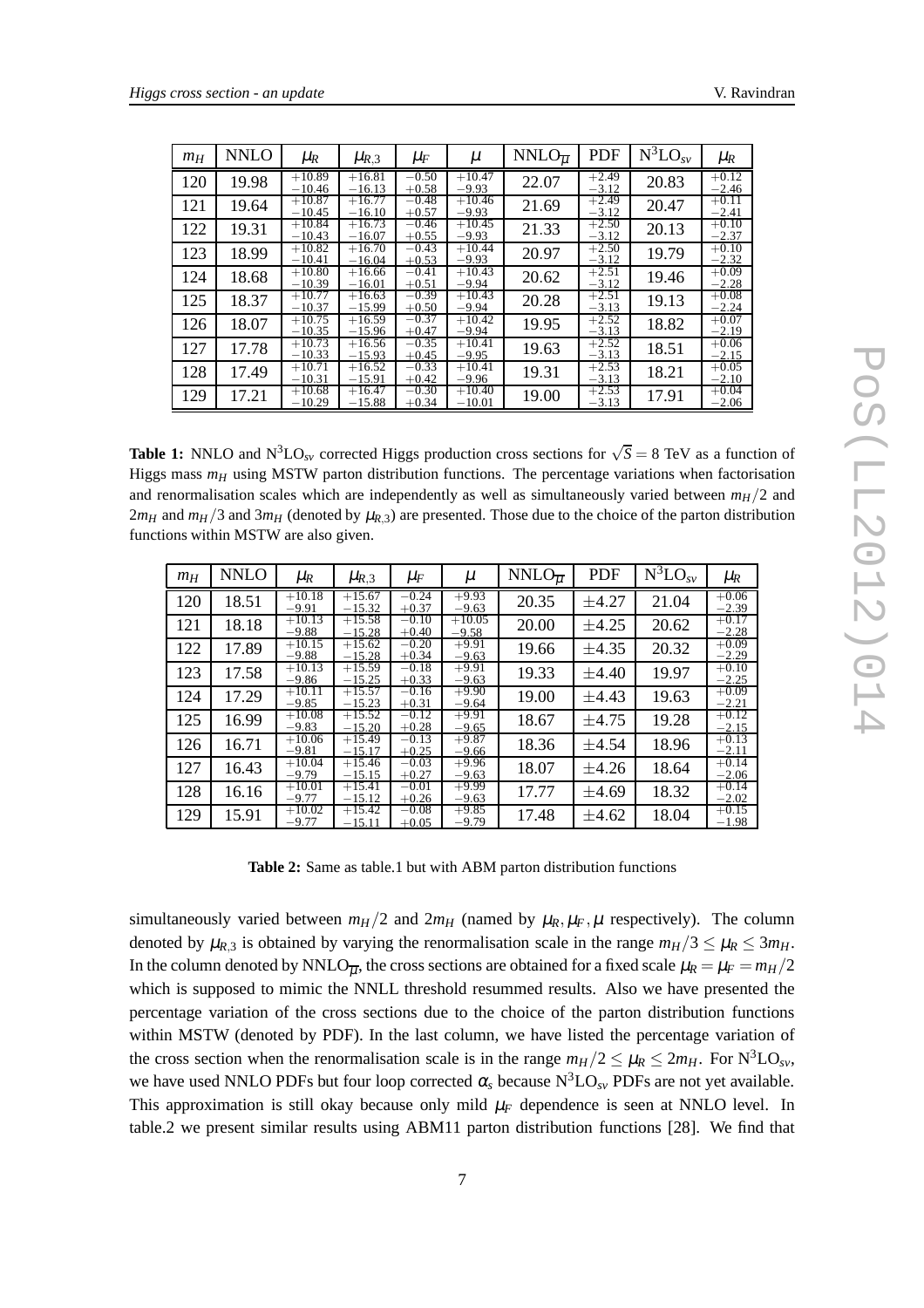| $m_H$ | NNLO | $\mu_R$ | $\mu_{R,3}$ | $\mu_F$ | $\mu$ | $\text{NNLO}_{\overline{\mu}}$ | PDF | $\text{N}^3\text{LO}_{sv}$ | $\mu_R$ |
|---|---|---|---|---|---|---|---|---|---|
| 120 | 19.98 | $^{+10.89}_{-10.46}$ | $^{+16.81}_{-16.13}$ | $^{-0.50}_{+0.58}$ | $^{+10.47}_{-9.93}$ | 22.07 | $^{+2.49}_{-3.12}$ | 20.83 | $^{+0.12}_{-2.46}$ |
| 121 | 19.64 | $^{+10.87}_{-10.45}$ | $^{+16.77}_{-16.10}$ | $^{-0.48}_{+0.57}$ | $^{+10.46}_{-9.93}$ | 21.69 | $^{+2.49}_{-3.12}$ | 20.47 | $^{+0.11}_{-2.41}$ |
| 122 | 19.31 | $^{+10.84}_{-10.43}$ | $^{+16.73}_{-16.07}$ | $^{-0.46}_{+0.55}$ | $^{+10.45}_{-9.93}$ | 21.33 | $^{+2.50}_{-3.12}$ | 20.13 | $^{+0.10}_{-2.37}$ |
| 123 | 18.99 | $^{+10.82}_{-10.41}$ | $^{+16.70}_{-16.04}$ | $^{-0.43}_{+0.53}$ | $^{+10.44}_{-9.93}$ | 20.97 | $^{+2.50}_{-3.12}$ | 19.79 | $^{+0.10}_{-2.32}$ |
| 124 | 18.68 | $^{+10.80}_{-10.39}$ | $^{+16.66}_{-16.01}$ | $^{-0.41}_{+0.51}$ | $^{+10.43}_{-9.94}$ | 20.62 | $^{+2.51}_{-3.12}$ | 19.46 | $^{+0.09}_{-2.28}$ |
| 125 | 18.37 | $^{+10.77}_{-10.37}$ | $^{+16.63}_{-15.99}$ | $^{-0.39}_{+0.50}$ | $^{+10.43}_{-9.94}$ | 20.28 | $^{+2.51}_{-3.13}$ | 19.13 | $^{+0.08}_{-2.24}$ |
| 126 | 18.07 | $^{+10.75}_{-10.35}$ | $^{+16.59}_{-15.96}$ | $^{-0.37}_{+0.47}$ | $^{+10.42}_{-9.94}$ | 19.95 | $^{+2.52}_{-3.13}$ | 18.82 | $^{+0.07}_{-2.19}$ |
| 127 | 17.78 | $^{+10.73}_{-10.33}$ | $^{+16.56}_{-15.93}$ | $^{-0.35}_{+0.45}$ | $^{+10.41}_{-9.95}$ | 19.63 | $^{+2.52}_{-3.13}$ | 18.51 | $^{+0.06}_{-2.15}$ |
| 128 | 17.49 | $^{+10.71}_{-10.31}$ | $^{+16.52}_{-15.91}$ | $^{-0.33}_{+0.42}$ | $^{+10.41}_{-9.96}$ | 19.31 | $^{+2.53}_{-3.13}$ | 18.21 | $^{+0.05}_{-2.10}$ |
| 129 | 17.21 | $^{+10.68}_{-10.29}$ | $^{+16.47}_{-15.88}$ | $^{-0.30}_{+0.34}$ | $^{+10.40}_{-10.01}$ | 19.00 | $^{+2.53}_{-3.13}$ | 17.91 | $^{+0.04}_{-2.06}$ |

**Table 1:** NNLO and $\text{N}^3\text{LO}_{sv}$ corrected Higgs production cross sections for $\sqrt{S} = 8$ TeV as a function of Higgs mass $m_H$ using MSTW parton distribution functions. The percentage variations when factorisation and renormalisation scales which are independently as well as simultaneously varied between $m_H/2$ and $2m_H$ and $m_H/3$ and $3m_H$ (denoted by $\mu_{R,3}$) are presented. Those due to the choice of the parton distribution functions within MSTW are also given.

| $m_H$ | NNLO | $\mu_R$ | $\mu_{R,3}$ | $\mu_F$ | $\mu$ | $\text{NNLO}_{\overline{\mu}}$ | PDF | $\text{N}^3\text{LO}_{sv}$ | $\mu_R$ |
|---|---|---|---|---|---|---|---|---|---|
| 120 | 18.51 | $^{+10.18}_{-9.91}$ | $^{+15.67}_{-15.32}$ | $^{-0.24}_{+0.37}$ | $^{+9.93}_{-9.63}$ | 20.35 | $\pm 4.27$ | 21.04 | $^{+0.06}_{-2.39}$ |
| 121 | 18.18 | $^{+10.13}_{-9.88}$ | $^{+15.58}_{-15.28}$ | $^{-0.10}_{+0.40}$ | $^{+10.05}_{-9.58}$ | 20.00 | $\pm 4.25$ | 20.62 | $^{+0.17}_{-2.28}$ |
| 122 | 17.89 | $^{+10.15}_{-9.88}$ | $^{+15.62}_{-15.28}$ | $^{-0.20}_{+0.34}$ | $^{+9.91}_{-9.63}$ | 19.66 | $\pm 4.35$ | 20.32 | $^{+0.09}_{-2.29}$ |
| 123 | 17.58 | $^{+10.13}_{-9.86}$ | $^{+15.57}_{-15.25}$ | $^{-0.18}_{+0.33}$ | $^{+9.91}_{-9.63}$ | 19.33 | $\pm 4.40$ | 19.97 | $^{+0.10}_{-2.25}$ |
| 124 | 17.29 | $^{+10.11}_{-9.85}$ | $^{+15.57}_{-15.23}$ | $^{-0.16}_{+0.31}$ | $^{+9.90}_{-9.64}$ | 19.00 | $\pm 4.43$ | 19.63 | $^{+0.09}_{-2.21}$ |
| 125 | 16.99 | $^{+10.08}_{-9.83}$ | $^{+15.52}_{-15.20}$ | $^{-0.12}_{+0.28}$ | $^{+9.91}_{-9.65}$ | 18.67 | $\pm 4.75$ | 19.28 | $^{+0.12}_{-2.15}$ |
| 126 | 16.71 | $^{+10.06}_{-9.81}$ | $^{+15.49}_{-15.17}$ | $^{-0.13}_{+0.25}$ | $^{+9.87}_{-9.66}$ | 18.36 | $\pm 4.54$ | 18.96 | $^{+0.13}_{-2.11}$ |
| 127 | 16.43 | $^{+10.04}_{-9.79}$ | $^{+15.46}_{-15.15}$ | $^{-0.03}_{+0.27}$ | $^{+9.96}_{-9.63}$ | 18.07 | $\pm 4.26$ | 18.64 | $^{+0.14}_{-2.06}$ |
| 128 | 16.16 | $^{+10.01}_{-9.77}$ | $^{+15.41}_{-15.12}$ | $^{-0.01}_{+0.26}$ | $^{+9.99}_{-9.63}$ | 17.77 | $\pm 4.69$ | 18.32 | $^{+0.14}_{-2.02}$ |
| 129 | 15.91 | $^{+10.02}_{-9.77}$ | $^{+15.42}_{-15.11}$ | $^{-0.08}_{+0.05}$ | $^{+9.85}_{-9.79}$ | 17.48 | $\pm 4.62$ | 18.04 | $^{+0.15}_{-1.98}$ |

**Table 2:** Same as table.1 but with ABM parton distribution functions

simultaneously varied between $m_H/2$ and $2m_H$ (named by $\mu_R, \mu_F, \mu$ respectively). The column denoted by $\mu_{R,3}$ is obtained by varying the renormalisation scale in the range $m_H/3 \leq \mu_R \leq 3m_H$. In the column denoted by $\text{NNLO}_{\overline{\mu}}$, the cross sections are obtained for a fixed scale $\mu_R = \mu_F = m_H/2$ which is supposed to mimic the NNLL threshold resummed results. Also we have presented the percentage variation of the cross sections due to the choice of the parton distribution functions within MSTW (denoted by PDF). In the last column, we have listed the percentage variation of the cross section when the renormalisation scale is in the range $m_H/2 \leq \mu_R \leq 2m_H$. For $\text{N}^3\text{LO}_{sv}$, we have used NNLO PDFs but four loop corrected $\alpha_s$ because $\text{N}^3\text{LO}_{sv}$ PDFs are not yet available. This approximation is still okay because only mild $\mu_F$ dependence is seen at NNLO level. In table.2 we present similar results using ABM11 parton distribution functions [28]. We find that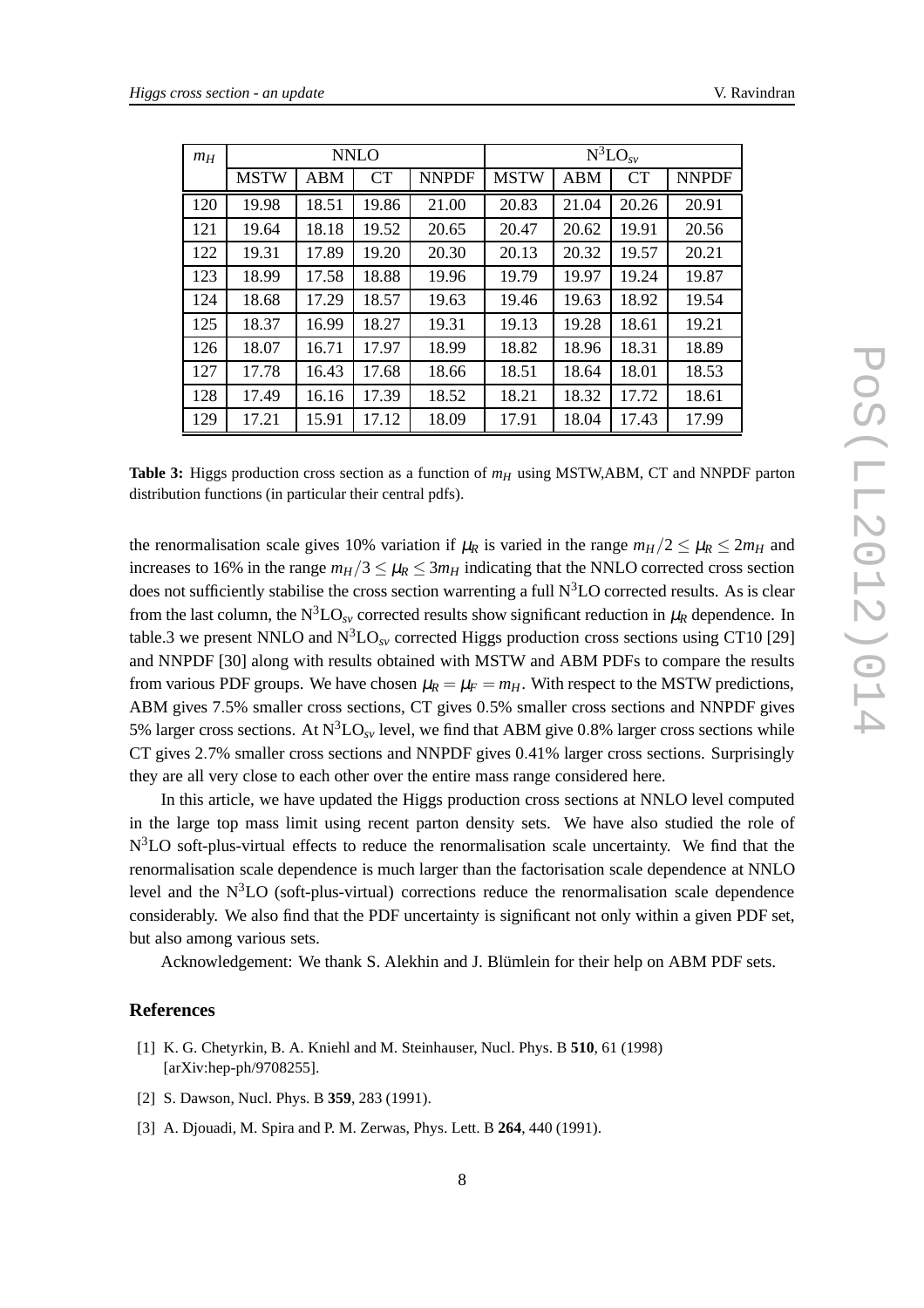| $m_H$ | NNLO | | | | $N^3LO_{sv}$ | | | |
|---|---|---|---|---|---|---|---|---|
| | MSTW | ABM | CT | NNPDF | MSTW | ABM | CT | NNPDF |
| 120 | 19.98 | 18.51 | 19.86 | 21.00 | 20.83 | 21.04 | 20.26 | 20.91 |
| 121 | 19.64 | 18.18 | 19.52 | 20.65 | 20.47 | 20.62 | 19.91 | 20.56 |
| 122 | 19.31 | 17.89 | 19.20 | 20.30 | 20.13 | 20.32 | 19.57 | 20.21 |
| 123 | 18.99 | 17.58 | 18.88 | 19.96 | 19.79 | 19.97 | 19.24 | 19.87 |
| 124 | 18.68 | 17.29 | 18.57 | 19.63 | 19.46 | 19.63 | 18.92 | 19.54 |
| 125 | 18.37 | 16.99 | 18.27 | 19.31 | 19.13 | 19.28 | 18.61 | 19.21 |
| 126 | 18.07 | 16.71 | 17.97 | 18.99 | 18.82 | 18.96 | 18.31 | 18.89 |
| 127 | 17.78 | 16.43 | 17.68 | 18.66 | 18.51 | 18.64 | 18.01 | 18.53 |
| 128 | 17.49 | 16.16 | 17.39 | 18.52 | 18.21 | 18.32 | 17.72 | 18.61 |
| 129 | 17.21 | 15.91 | 17.12 | 18.09 | 17.91 | 18.04 | 17.43 | 17.99 |

**Table 3:** Higgs production cross section as a function of $m_H$ using MSTW,ABM, CT and NNPDF parton distribution functions (in particular their central pdfs).

the renormalisation scale gives 10% variation if $\mu_R$ is varied in the range $m_H/2 \leq \mu_R \leq 2m_H$ and increases to 16% in the range $m_H/3 \leq \mu_R \leq 3m_H$ indicating that the NNLO corrected cross section does not sufficiently stabilise the cross section warrenting a full $N^3LO$ corrected results. As is clear from the last column, the $N^3LO_{sv}$ corrected results show significant reduction in $\mu_R$ dependence. In table.3 we present NNLO and $N^3LO_{sv}$ corrected Higgs production cross sections using CT10 [29] and NNPDF [30] along with results obtained with MSTW and ABM PDFs to compare the results from various PDF groups. We have chosen $\mu_R = \mu_F = m_H$. With respect to the MSTW predictions, ABM gives 7.5% smaller cross sections, CT gives 0.5% smaller cross sections and NNPDF gives 5% larger cross sections. At $N^3LO_{sv}$ level, we find that ABM give 0.8% larger cross sections while CT gives 2.7% smaller cross sections and NNPDF gives 0.41% larger cross sections. Surprisingly they are all very close to each other over the entire mass range considered here.

In this article, we have updated the Higgs production cross sections at NNLO level computed in the large top mass limit using recent parton density sets. We have also studied the role of $N^3LO$ soft-plus-virtual effects to reduce the renormalisation scale uncertainty. We find that the renormalisation scale dependence is much larger than the factorisation scale dependence at NNLO level and the $N^3LO$ (soft-plus-virtual) corrections reduce the renormalisation scale dependence considerably. We also find that the PDF uncertainty is significant not only within a given PDF set, but also among various sets.

Acknowledgement: We thank S. Alekhin and J. Blümlein for their help on ABM PDF sets.

## References

[1] K. G. Chetyrkin, B. A. Kniehl and M. Steinhauser, Nucl. Phys. B **510**, 61 (1998) [arXiv:hep-ph/9708255].

[2] S. Dawson, Nucl. Phys. B **359**, 283 (1991).

[3] A. Djouadi, M. Spira and P. M. Zerwas, Phys. Lett. B **264**, 440 (1991).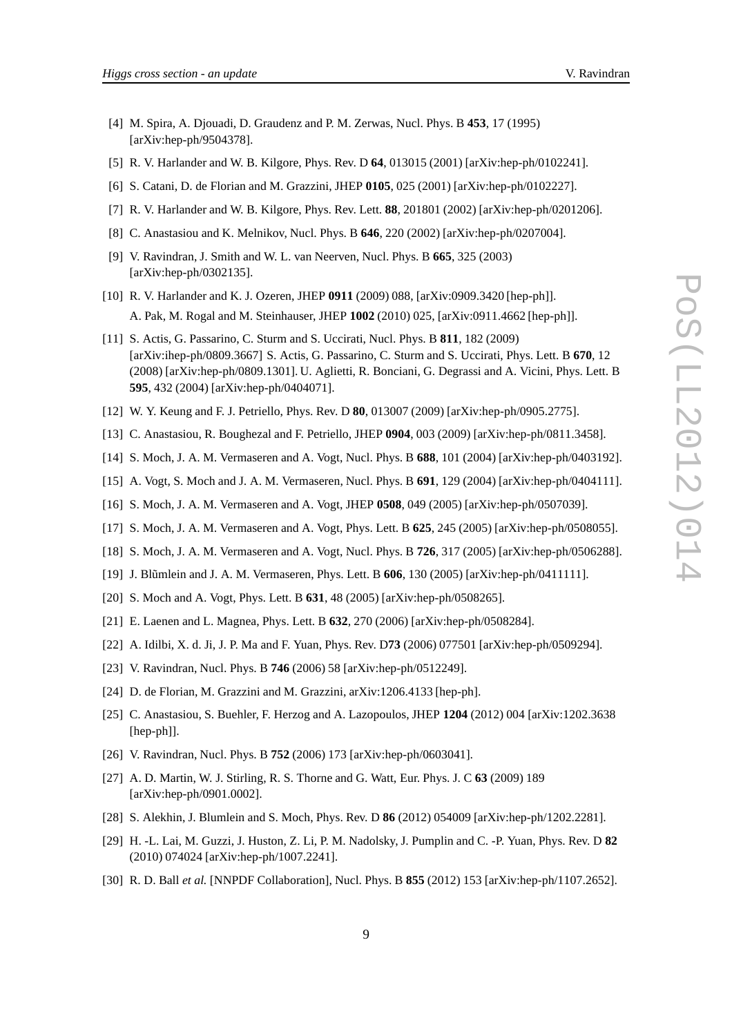[4] M. Spira, A. Djouadi, D. Graudenz and P. M. Zerwas, Nucl. Phys. B **453**, 17 (1995) [arXiv:hep-ph/9504378].

[5] R. V. Harlander and W. B. Kilgore, Phys. Rev. D **64**, 013015 (2001) [arXiv:hep-ph/0102241].

[6] S. Catani, D. de Florian and M. Grazzini, JHEP **0105**, 025 (2001) [arXiv:hep-ph/0102227].

[7] R. V. Harlander and W. B. Kilgore, Phys. Rev. Lett. **88**, 201801 (2002) [arXiv:hep-ph/0201206].

[8] C. Anastasiou and K. Melnikov, Nucl. Phys. B **646**, 220 (2002) [arXiv:hep-ph/0207004].

[9] V. Ravindran, J. Smith and W. L. van Neerven, Nucl. Phys. B **665**, 325 (2003) [arXiv:hep-ph/0302135].

[10] R. V. Harlander and K. J. Ozeren, JHEP **0911** (2009) 088, [arXiv:0909.3420 [hep-ph]].
A. Pak, M. Rogal and M. Steinhauser, JHEP **1002** (2010) 025, [arXiv:0911.4662 [hep-ph]].

[11] S. Actis, G. Passarino, C. Sturm and S. Uccirati, Nucl. Phys. B **811**, 182 (2009) [arXiv:ihep-ph/0809.3667] S. Actis, G. Passarino, C. Sturm and S. Uccirati, Phys. Lett. B **670**, 12 (2008) [arXiv:hep-ph/0809.1301]. U. Aglietti, R. Bonciani, G. Degrassi and A. Vicini, Phys. Lett. B **595**, 432 (2004) [arXiv:hep-ph/0404071].

[12] W. Y. Keung and F. J. Petriello, Phys. Rev. D **80**, 013007 (2009) [arXiv:hep-ph/0905.2775].

[13] C. Anastasiou, R. Boughezal and F. Petriello, JHEP **0904**, 003 (2009) [arXiv:hep-ph/0811.3458].

[14] S. Moch, J. A. M. Vermaseren and A. Vogt, Nucl. Phys. B **688**, 101 (2004) [arXiv:hep-ph/0403192].

[15] A. Vogt, S. Moch and J. A. M. Vermaseren, Nucl. Phys. B **691**, 129 (2004) [arXiv:hep-ph/0404111].

[16] S. Moch, J. A. M. Vermaseren and A. Vogt, JHEP **0508**, 049 (2005) [arXiv:hep-ph/0507039].

[17] S. Moch, J. A. M. Vermaseren and A. Vogt, Phys. Lett. B **625**, 245 (2005) [arXiv:hep-ph/0508055].

[18] S. Moch, J. A. M. Vermaseren and A. Vogt, Nucl. Phys. B **726**, 317 (2005) [arXiv:hep-ph/0506288].

[19] J. Blũmlein and J. A. M. Vermaseren, Phys. Lett. B **606**, 130 (2005) [arXiv:hep-ph/0411111].

[20] S. Moch and A. Vogt, Phys. Lett. B **631**, 48 (2005) [arXiv:hep-ph/0508265].

[21] E. Laenen and L. Magnea, Phys. Lett. B **632**, 270 (2006) [arXiv:hep-ph/0508284].

[22] A. Idilbi, X. d. Ji, J. P. Ma and F. Yuan, Phys. Rev. D**73** (2006) 077501 [arXiv:hep-ph/0509294].

[23] V. Ravindran, Nucl. Phys. B **746** (2006) 58 [arXiv:hep-ph/0512249].

[24] D. de Florian, M. Grazzini and M. Grazzini, arXiv:1206.4133 [hep-ph].

[25] C. Anastasiou, S. Buehler, F. Herzog and A. Lazopoulos, JHEP **1204** (2012) 004 [arXiv:1202.3638 [hep-ph]].

[26] V. Ravindran, Nucl. Phys. B **752** (2006) 173 [arXiv:hep-ph/0603041].

[27] A. D. Martin, W. J. Stirling, R. S. Thorne and G. Watt, Eur. Phys. J. C **63** (2009) 189 [arXiv:hep-ph/0901.0002].

[28] S. Alekhin, J. Blumlein and S. Moch, Phys. Rev. D **86** (2012) 054009 [arXiv:hep-ph/1202.2281].

[29] H. -L. Lai, M. Guzzi, J. Huston, Z. Li, P. M. Nadolsky, J. Pumplin and C. -P. Yuan, Phys. Rev. D **82** (2010) 074024 [arXiv:hep-ph/1007.2241].

[30] R. D. Ball *et al.* [NNPDF Collaboration], Nucl. Phys. B **855** (2012) 153 [arXiv:hep-ph/1107.2652].